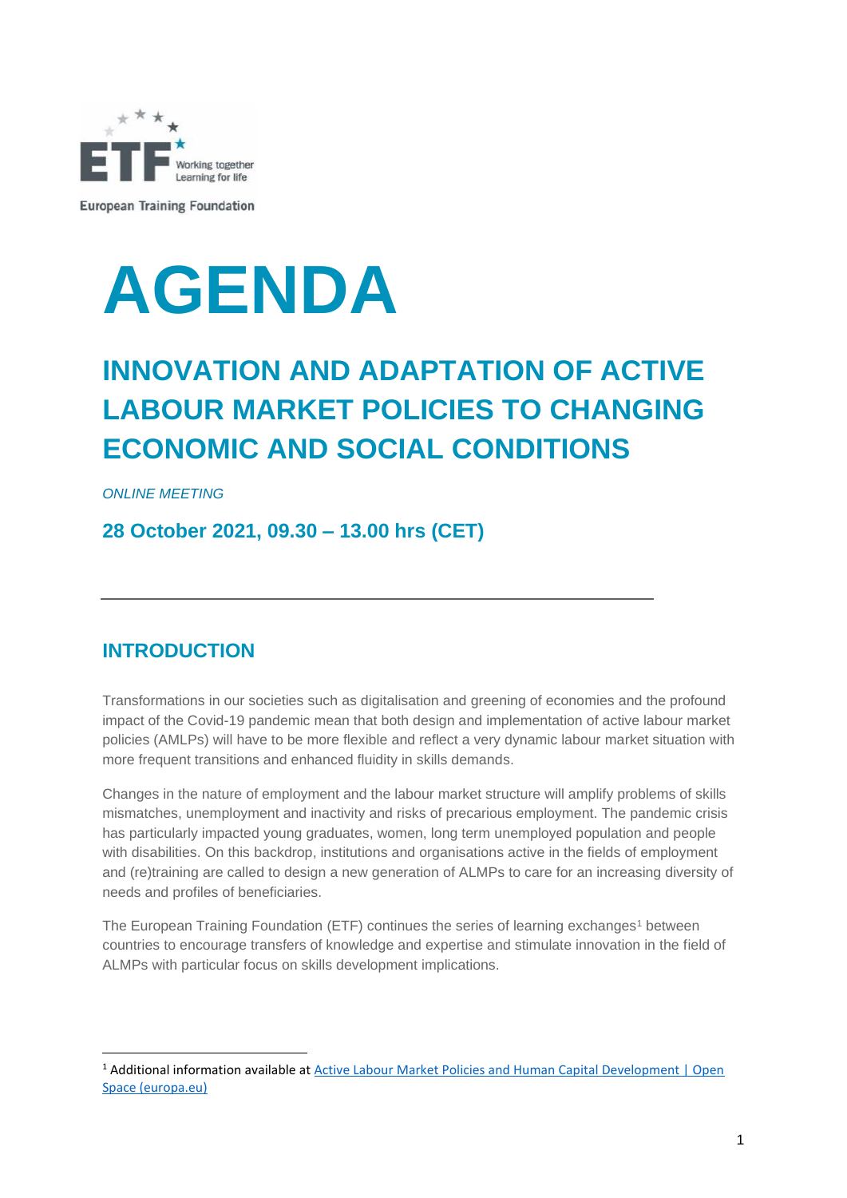European Training Foundation

# AGENDA

## INNOVATION AND ADAPTATION OF ACTIVE LABOUR MARKET POLICIES TO CHANGING ECONOMIC AND SOCIAL CONDITIONS

*ONLINE MEETING*

**28 October 2021, 09.30 – 13.00 hrs (CET)**

---

## INTRODUCTION

Transformations in our societies such as digitalisation and greening of economies and the profound impact of the Covid-19 pandemic mean that both design and implementation of active labour market policies (AMLPs) will have to be more flexible and reflect a very dynamic labour market situation with more frequent transitions and enhanced fluidity in skills demands.

Changes in the nature of employment and the labour market structure will amplify problems of skills mismatches, unemployment and inactivity and risks of precarious employment. The pandemic crisis has particularly impacted young graduates, women, long term unemployed population and people with disabilities. On this backdrop, institutions and organisations active in the fields of employment and (re)training are called to design a new generation of ALMPs to care for an increasing diversity of needs and profiles of beneficiaries.

The European Training Foundation (ETF) continues the series of learning exchanges[1] between countries to encourage transfers of knowledge and expertise and stimulate innovation in the field of ALMPs with particular focus on skills development implications.

[1] Additional information available at Active Labour Market Policies and Human Capital Development | Open Space (europa.eu)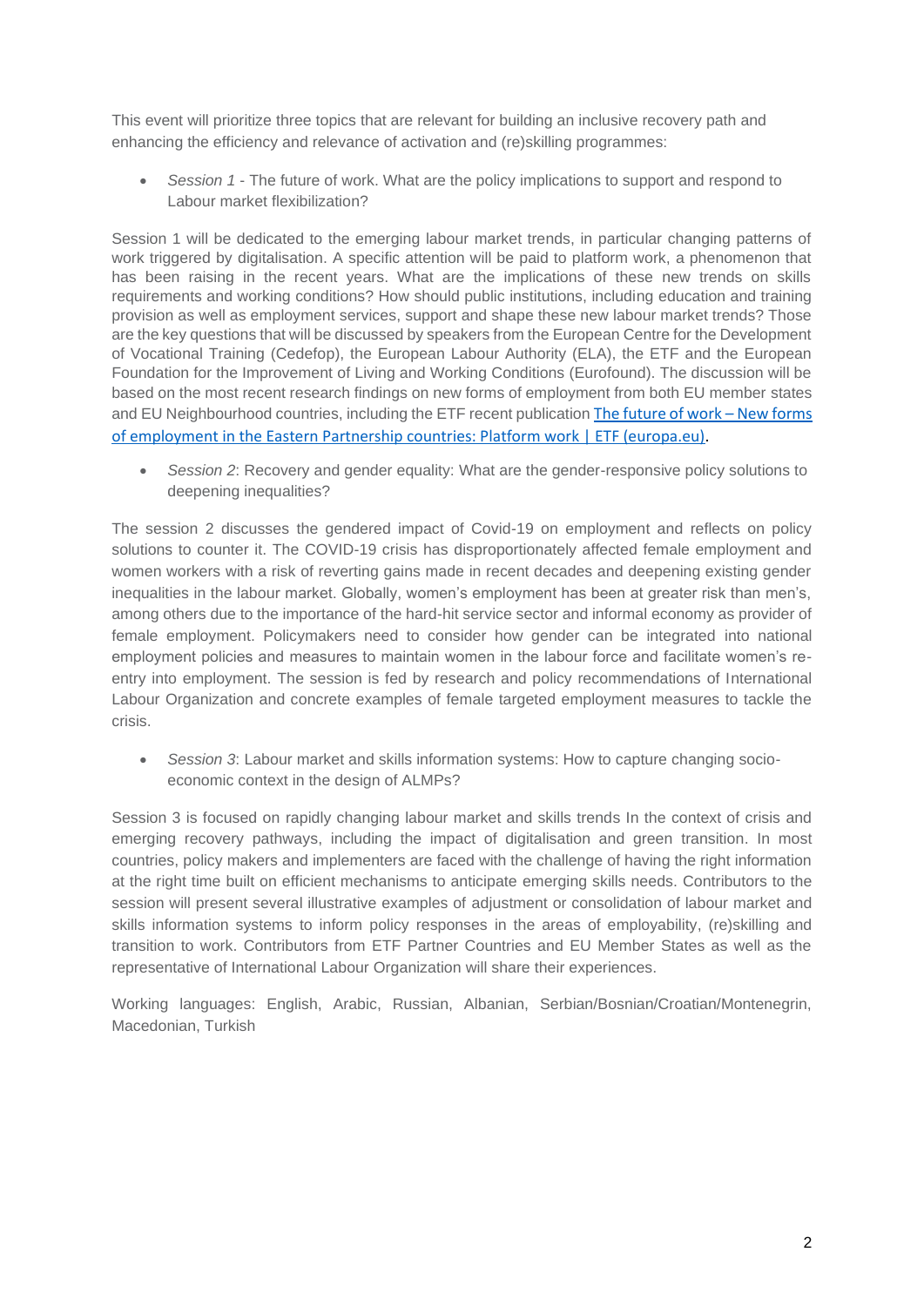This event will prioritize three topics that are relevant for building an inclusive recovery path and enhancing the efficiency and relevance of activation and (re)skilling programmes:

- *Session 1* - The future of work. What are the policy implications to support and respond to Labour market flexibilization?

Session 1 will be dedicated to the emerging labour market trends, in particular changing patterns of work triggered by digitalisation. A specific attention will be paid to platform work, a phenomenon that has been raising in the recent years. What are the implications of these new trends on skills requirements and working conditions? How should public institutions, including education and training provision as well as employment services, support and shape these new labour market trends? Those are the key questions that will be discussed by speakers from the European Centre for the Development of Vocational Training (Cedefop), the European Labour Authority (ELA), the ETF and the European Foundation for the Improvement of Living and Working Conditions (Eurofound). The discussion will be based on the most recent research findings on new forms of employment from both EU member states and EU Neighbourhood countries, including the ETF recent publication [The future of work – New forms of employment in the Eastern Partnership countries: Platform work | ETF (europa.eu)].

- *Session 2*: Recovery and gender equality: What are the gender-responsive policy solutions to deepening inequalities?

The session 2 discusses the gendered impact of Covid-19 on employment and reflects on policy solutions to counter it. The COVID-19 crisis has disproportionately affected female employment and women workers with a risk of reverting gains made in recent decades and deepening existing gender inequalities in the labour market. Globally, women's employment has been at greater risk than men's, among others due to the importance of the hard-hit service sector and informal economy as provider of female employment. Policymakers need to consider how gender can be integrated into national employment policies and measures to maintain women in the labour force and facilitate women's re-entry into employment. The session is fed by research and policy recommendations of International Labour Organization and concrete examples of female targeted employment measures to tackle the crisis.

- *Session 3*: Labour market and skills information systems: How to capture changing socio-economic context in the design of ALMPs?

Session 3 is focused on rapidly changing labour market and skills trends In the context of crisis and emerging recovery pathways, including the impact of digitalisation and green transition. In most countries, policy makers and implementers are faced with the challenge of having the right information at the right time built on efficient mechanisms to anticipate emerging skills needs. Contributors to the session will present several illustrative examples of adjustment or consolidation of labour market and skills information systems to inform policy responses in the areas of employability, (re)skilling and transition to work. Contributors from ETF Partner Countries and EU Member States as well as the representative of International Labour Organization will share their experiences.

Working languages: English, Arabic, Russian, Albanian, Serbian/Bosnian/Croatian/Montenegrin, Macedonian, Turkish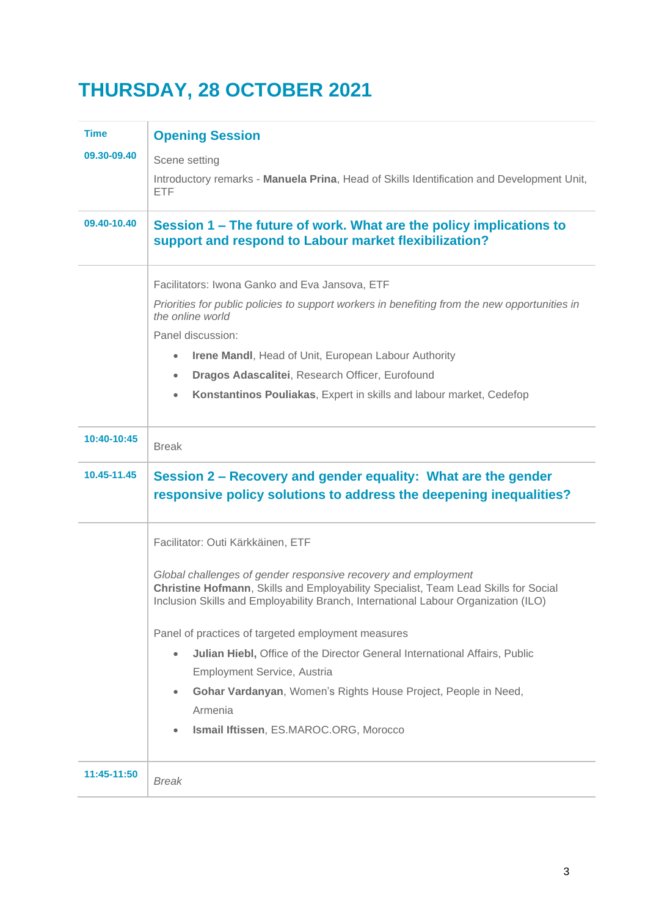# THURSDAY, 28 OCTOBER 2021

| Time | |
|---|---|
| 09.30-09.40 | **Opening Session**<br><br>Scene setting<br><br>Introductory remarks - **Manuela Prina**, Head of Skills Identification and Development Unit, ETF |
| 09.40-10.40 | **Session 1 – The future of work. What are the policy implications to support and respond to Labour market flexibilization?** |
| | Facilitators: Iwona Ganko and Eva Jansova, ETF<br><br>*Priorities for public policies to support workers in benefiting from the new opportunities in the online world*<br><br>Panel discussion:<br>• **Irene Mandl**, Head of Unit, European Labour Authority<br>• **Dragos Adascalitei**, Research Officer, Eurofound<br>• **Konstantinos Pouliakas**, Expert in skills and labour market, Cedefop |
| 10:40-10:45 | Break |
| 10.45-11.45 | **Session 2 – Recovery and gender equality: What are the gender responsive policy solutions to address the deepening inequalities?** |
| | Facilitator: Outi Kärkkäinen, ETF<br><br>*Global challenges of gender responsive recovery and employment*<br>**Christine Hofmann**, Skills and Employability Specialist, Team Lead Skills for Social Inclusion Skills and Employability Branch, International Labour Organization (ILO)<br><br>Panel of practices of targeted employment measures<br>• **Julian Hiebl,** Office of the Director General International Affairs, Public Employment Service, Austria<br>• **Gohar Vardanyan**, Women's Rights House Project, People in Need, Armenia<br>• **Ismail Iftissen**, ES.MAROC.ORG, Morocco |
| 11:45-11:50 | *Break* |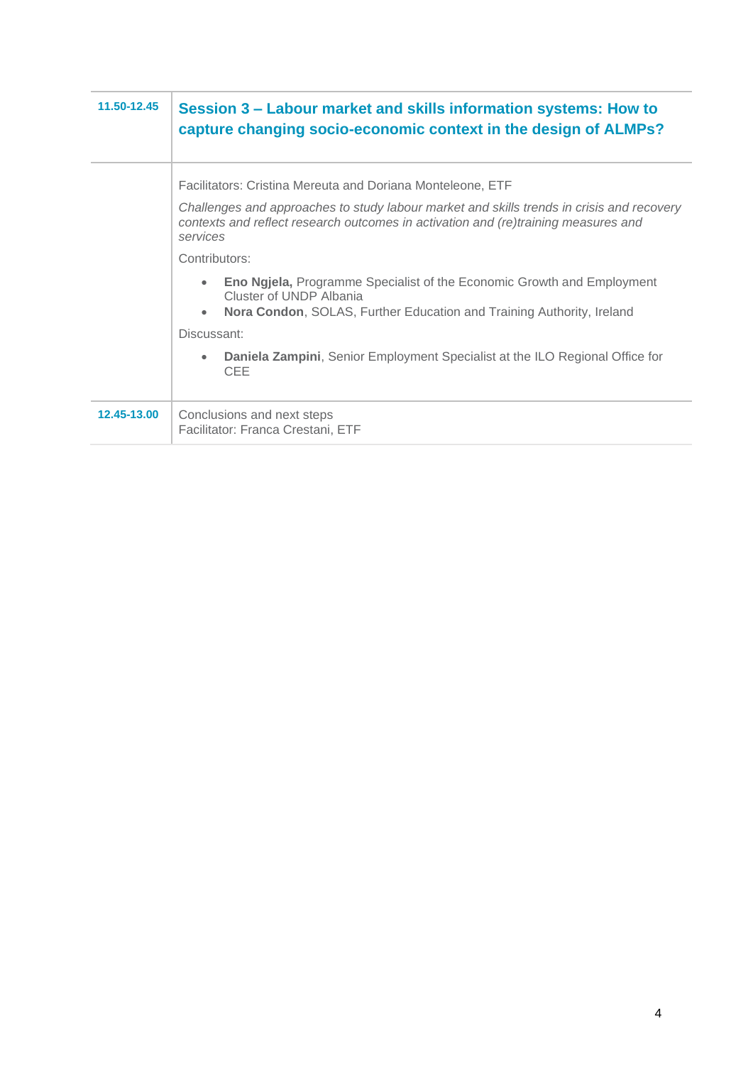| | |
|---|---|
| **11.50-12.45** | **Session 3 – Labour market and skills information systems: How to capture changing socio-economic context in the design of ALMPs?** |
| | Facilitators: Cristina Mereuta and Doriana Monteleone, ETF<br><br>*Challenges and approaches to study labour market and skills trends in crisis and recovery contexts and reflect research outcomes in activation and (re)training measures and services*<br><br>Contributors:<br><br>• **Eno Ngjela,** Programme Specialist of the Economic Growth and Employment Cluster of UNDP Albania<br>• **Nora Condon**, SOLAS, Further Education and Training Authority, Ireland<br><br>Discussant:<br><br>• **Daniela Zampini**, Senior Employment Specialist at the ILO Regional Office for CEE |
| **12.45-13.00** | Conclusions and next steps<br>Facilitator: Franca Crestani, ETF |